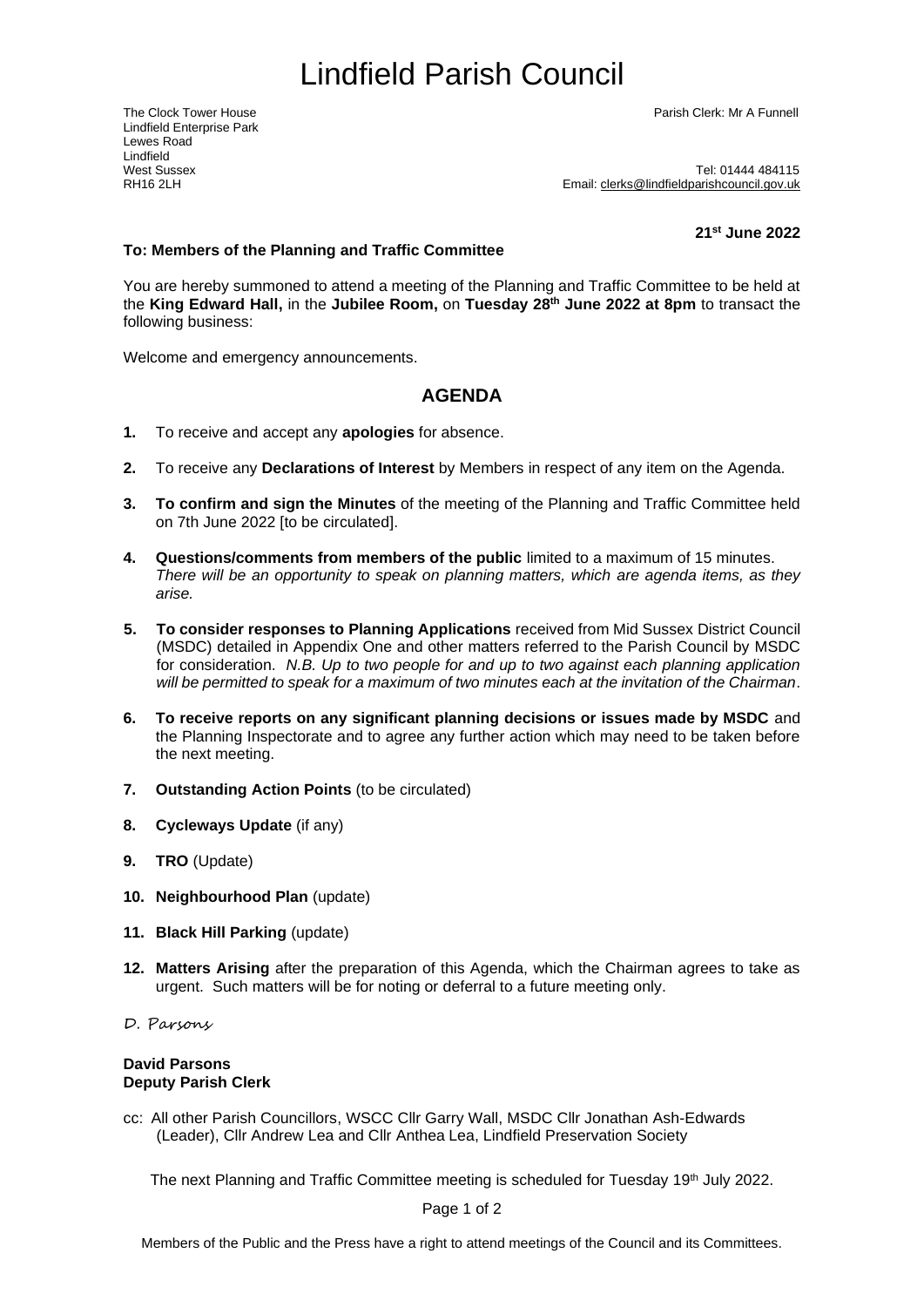# Lindfield Parish Council

The Clock Tower House
Lindfield Enterprise Park
Lewes Road
Lindfield
West Sussex
RH16 2LH

Parish Clerk: Mr A Funnell

Tel: 01444 484115
Email: clerks@lindfieldparishcouncil.gov.uk

**21st June 2022**

**To: Members of the Planning and Traffic Committee**

You are hereby summoned to attend a meeting of the Planning and Traffic Committee to be held at the **King Edward Hall,** in the **Jubilee Room,** on **Tuesday 28th June 2022 at 8pm** to transact the following business:

Welcome and emergency announcements.

## AGENDA

1. To receive and accept any **apologies** for absence.
2. To receive any **Declarations of Interest** by Members in respect of any item on the Agenda.
3. **To confirm and sign the Minutes** of the meeting of the Planning and Traffic Committee held on 7th June 2022 [to be circulated].
4. **Questions/comments from members of the public** limited to a maximum of 15 minutes. *There will be an opportunity to speak on planning matters, which are agenda items, as they arise.*
5. **To consider responses to Planning Applications** received from Mid Sussex District Council (MSDC) detailed in Appendix One and other matters referred to the Parish Council by MSDC for consideration. *N.B. Up to two people for and up to two against each planning application will be permitted to speak for a maximum of two minutes each at the invitation of the Chairman*.
6. **To receive reports on any significant planning decisions or issues made by MSDC** and the Planning Inspectorate and to agree any further action which may need to be taken before the next meeting.
7. **Outstanding Action Points** (to be circulated)
8. **Cycleways Update** (if any)
9. **TRO** (Update)
10. **Neighbourhood Plan** (update)
11. **Black Hill Parking** (update)
12. **Matters Arising** after the preparation of this Agenda, which the Chairman agrees to take as urgent. Such matters will be for noting or deferral to a future meeting only.

D. Parsons

**David Parsons**
**Deputy Parish Clerk**

cc: All other Parish Councillors, WSCC Cllr Garry Wall, MSDC Cllr Jonathan Ash-Edwards (Leader), Cllr Andrew Lea and Cllr Anthea Lea, Lindfield Preservation Society

The next Planning and Traffic Committee meeting is scheduled for Tuesday 19th July 2022.

Members of the Public and the Press have a right to attend meetings of the Council and its Committees.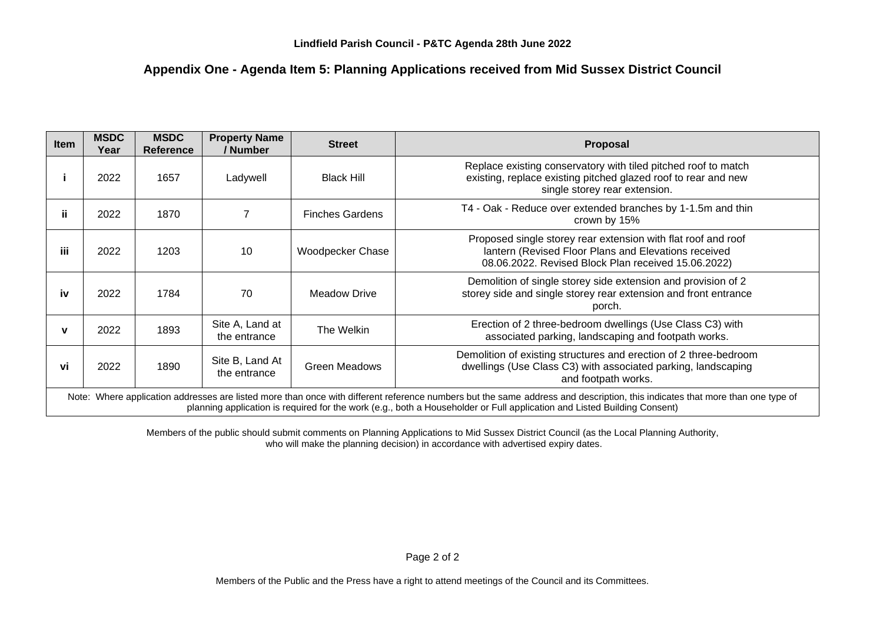Lindfield Parish Council - P&TC Agenda 28th June 2022

## Appendix One - Agenda Item 5: Planning Applications received from Mid Sussex District Council

| Item | MSDC Year | MSDC Reference | Property Name / Number | Street | Proposal |
|---|---|---|---|---|---|
| i | 2022 | 1657 | Ladywell | Black Hill | Replace existing conservatory with tiled pitched roof to match existing, replace existing pitched glazed roof to rear and new single storey rear extension. |
| ii | 2022 | 1870 | 7 | Finches Gardens | T4 - Oak - Reduce over extended branches by 1-1.5m and thin crown by 15% |
| iii | 2022 | 1203 | 10 | Woodpecker Chase | Proposed single storey rear extension with flat roof and roof lantern (Revised Floor Plans and Elevations received 08.06.2022. Revised Block Plan received 15.06.2022) |
| iv | 2022 | 1784 | 70 | Meadow Drive | Demolition of single storey side extension and provision of 2 storey side and single storey rear extension and front entrance porch. |
| v | 2022 | 1893 | Site A, Land at the entrance | The Welkin | Erection of 2 three-bedroom dwellings (Use Class C3) with associated parking, landscaping and footpath works. |
| vi | 2022 | 1890 | Site B, Land At the entrance | Green Meadows | Demolition of existing structures and erection of 2 three-bedroom dwellings (Use Class C3) with associated parking, landscaping and footpath works. |

Note: Where application addresses are listed more than once with different reference numbers but the same address and description, this indicates that more than one type of planning application is required for the work (e.g., both a Householder or Full application and Listed Building Consent)

Members of the public should submit comments on Planning Applications to Mid Sussex District Council (as the Local Planning Authority, who will make the planning decision) in accordance with advertised expiry dates.

Members of the Public and the Press have a right to attend meetings of the Council and its Committees.